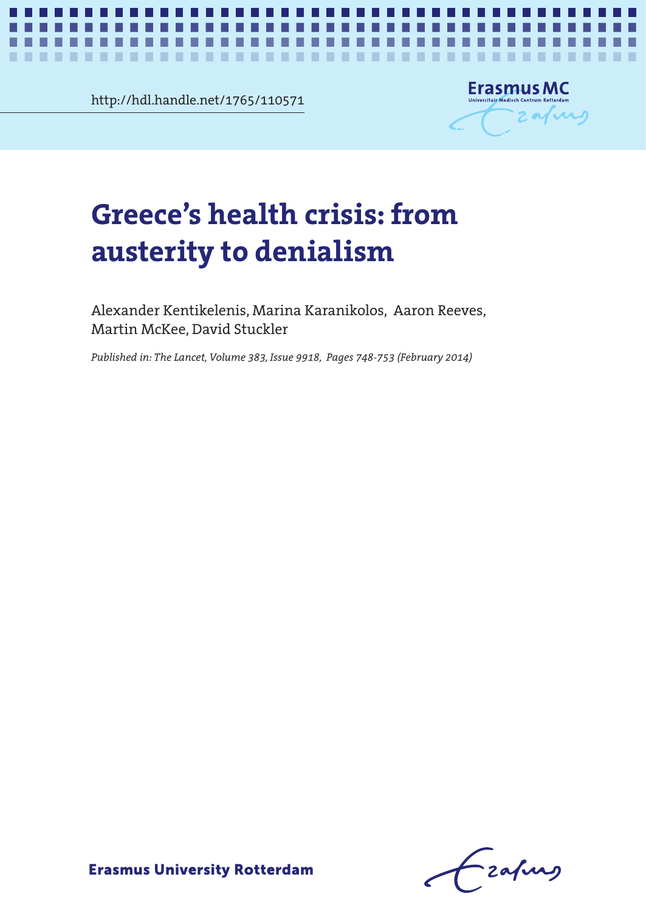http://hdl.handle.net/1765/110571

Erasmus MC
Universitair Medisch Centrum Rotterdam

# Greece's health crisis: from austerity to denialism

Alexander Kentikelenis, Marina Karanikolos, Aaron Reeves, Martin McKee, David Stuckler

*Published in: The Lancet, Volume 383, Issue 9918, Pages 748-753 (February 2014)*

Erasmus University Rotterdam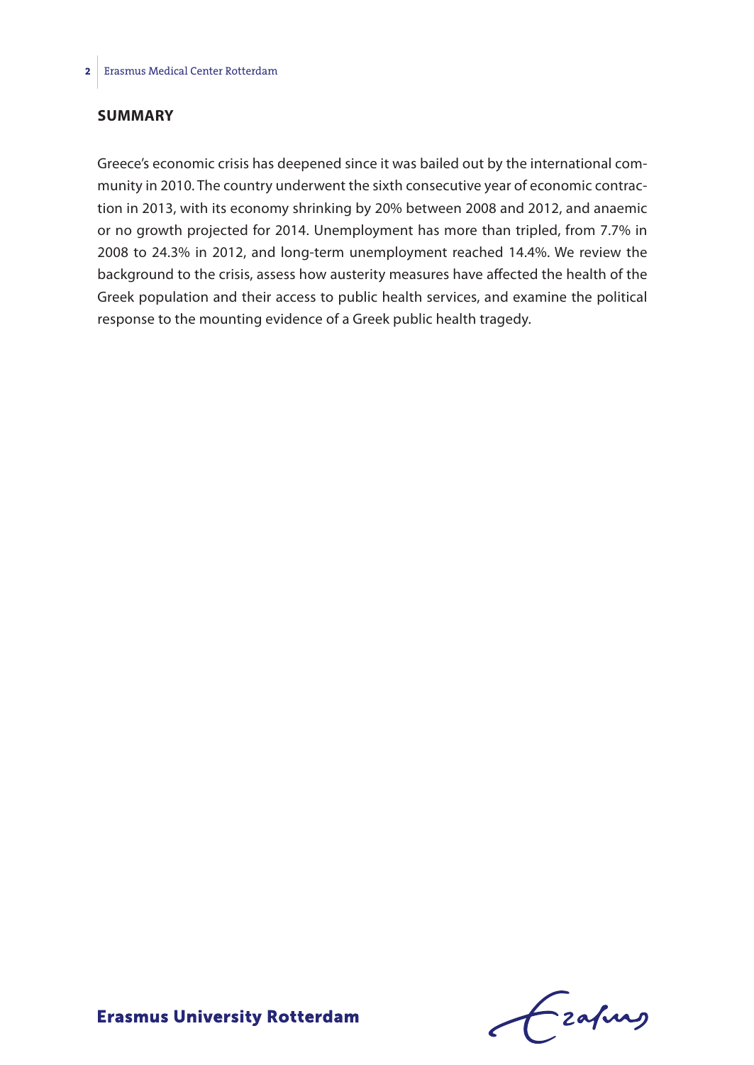## SUMMARY

Greece's economic crisis has deepened since it was bailed out by the international community in 2010. The country underwent the sixth consecutive year of economic contraction in 2013, with its economy shrinking by 20% between 2008 and 2012, and anaemic or no growth projected for 2014. Unemployment has more than tripled, from 7.7% in 2008 to 24.3% in 2012, and long-term unemployment reached 14.4%. We review the background to the crisis, assess how austerity measures have affected the health of the Greek population and their access to public health services, and examine the political response to the mounting evidence of a Greek public health tragedy.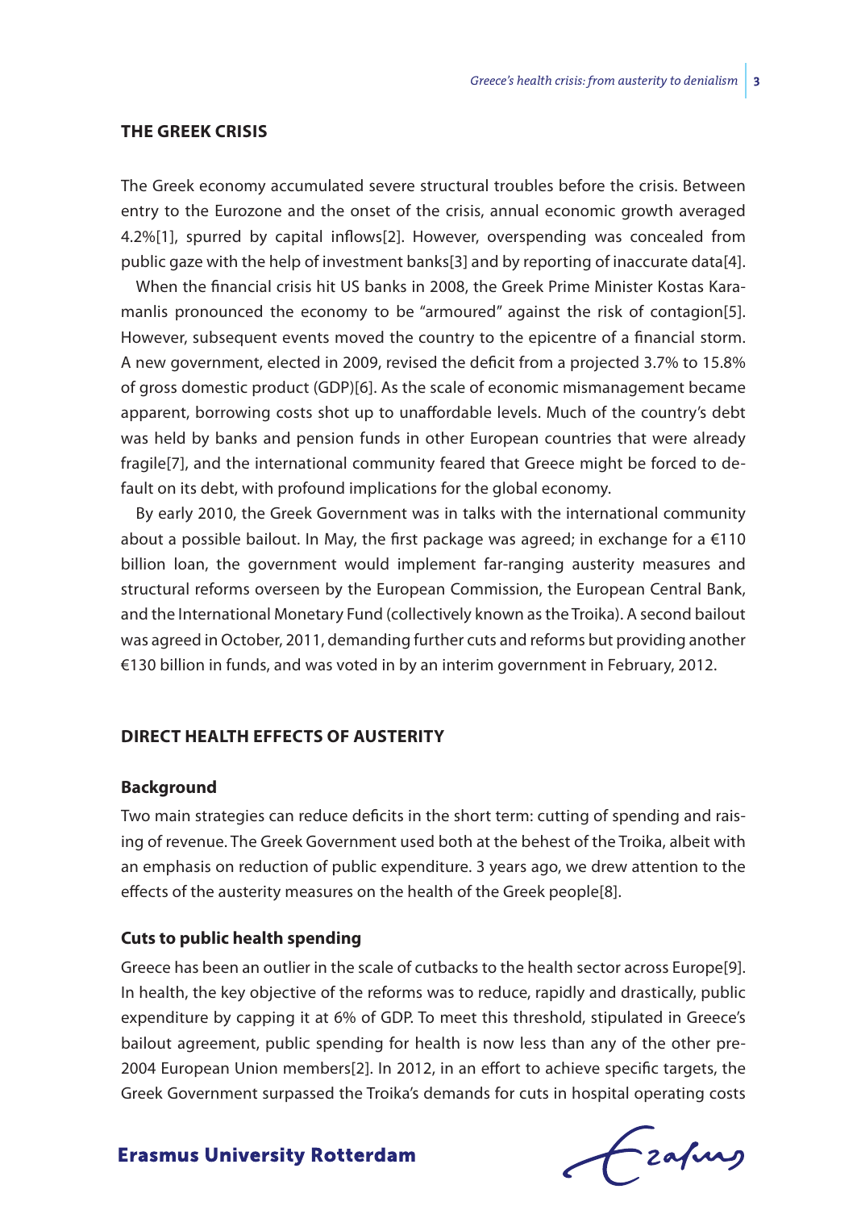## THE GREEK CRISIS

The Greek economy accumulated severe structural troubles before the crisis. Between entry to the Eurozone and the onset of the crisis, annual economic growth averaged 4.2%[1], spurred by capital inflows[2]. However, overspending was concealed from public gaze with the help of investment banks[3] and by reporting of inaccurate data[4].

When the financial crisis hit US banks in 2008, the Greek Prime Minister Kostas Karamanlis pronounced the economy to be "armoured" against the risk of contagion[5]. However, subsequent events moved the country to the epicentre of a financial storm. A new government, elected in 2009, revised the deficit from a projected 3.7% to 15.8% of gross domestic product (GDP)[6]. As the scale of economic mismanagement became apparent, borrowing costs shot up to unaffordable levels. Much of the country's debt was held by banks and pension funds in other European countries that were already fragile[7], and the international community feared that Greece might be forced to default on its debt, with profound implications for the global economy.

By early 2010, the Greek Government was in talks with the international community about a possible bailout. In May, the first package was agreed; in exchange for a €110 billion loan, the government would implement far-ranging austerity measures and structural reforms overseen by the European Commission, the European Central Bank, and the International Monetary Fund (collectively known as the Troika). A second bailout was agreed in October, 2011, demanding further cuts and reforms but providing another €130 billion in funds, and was voted in by an interim government in February, 2012.

## DIRECT HEALTH EFFECTS OF AUSTERITY

### Background

Two main strategies can reduce deficits in the short term: cutting of spending and raising of revenue. The Greek Government used both at the behest of the Troika, albeit with an emphasis on reduction of public expenditure. 3 years ago, we drew attention to the effects of the austerity measures on the health of the Greek people[8].

### Cuts to public health spending

Greece has been an outlier in the scale of cutbacks to the health sector across Europe[9]. In health, the key objective of the reforms was to reduce, rapidly and drastically, public expenditure by capping it at 6% of GDP. To meet this threshold, stipulated in Greece's bailout agreement, public spending for health is now less than any of the other pre-2004 European Union members[2]. In 2012, in an effort to achieve specific targets, the Greek Government surpassed the Troika's demands for cuts in hospital operating costs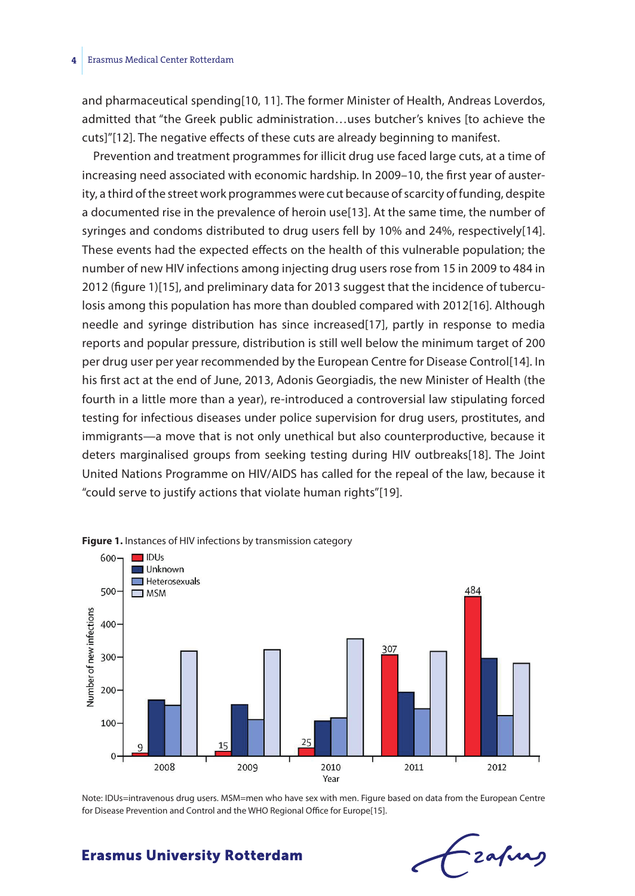and pharmaceutical spending[10, 11]. The former Minister of Health, Andreas Loverdos, admitted that "the Greek public administration…uses butcher's knives [to achieve the cuts]"[12]. The negative effects of these cuts are already beginning to manifest.

Prevention and treatment programmes for illicit drug use faced large cuts, at a time of increasing need associated with economic hardship. In 2009–10, the first year of austerity, a third of the street work programmes were cut because of scarcity of funding, despite a documented rise in the prevalence of heroin use[13]. At the same time, the number of syringes and condoms distributed to drug users fell by 10% and 24%, respectively[14]. These events had the expected effects on the health of this vulnerable population; the number of new HIV infections among injecting drug users rose from 15 in 2009 to 484 in 2012 (figure 1)[15], and preliminary data for 2013 suggest that the incidence of tuberculosis among this population has more than doubled compared with 2012[16]. Although needle and syringe distribution has since increased[17], partly in response to media reports and popular pressure, distribution is still well below the minimum target of 200 per drug user per year recommended by the European Centre for Disease Control[14]. In his first act at the end of June, 2013, Adonis Georgiadis, the new Minister of Health (the fourth in a little more than a year), re-introduced a controversial law stipulating forced testing for infectious diseases under police supervision for drug users, prostitutes, and immigrants—a move that is not only unethical but also counterproductive, because it deters marginalised groups from seeking testing during HIV outbreaks[18]. The Joint United Nations Programme on HIV/AIDS has called for the repeal of the law, because it "could serve to justify actions that violate human rights"[19].

**Figure 1.** Instances of HIV infections by transmission category

Note: IDUs=intravenous drug users. MSM=men who have sex with men. Figure based on data from the European Centre for Disease Prevention and Control and the WHO Regional Office for Europe[15].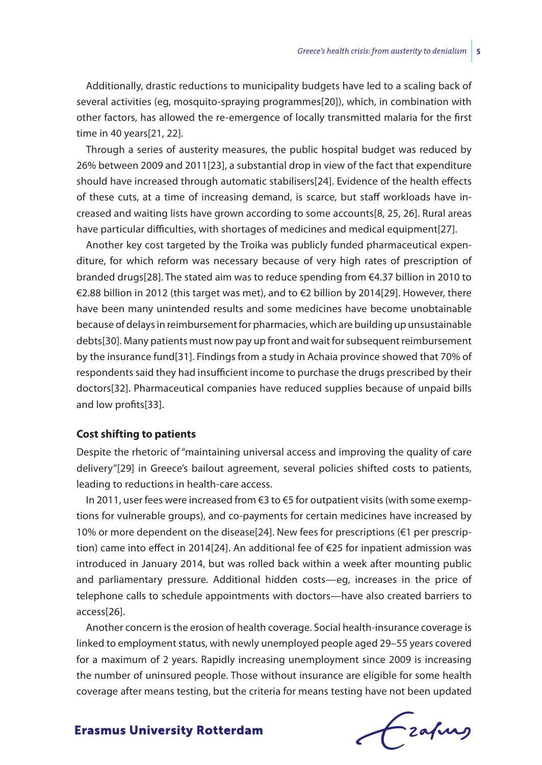Additionally, drastic reductions to municipality budgets have led to a scaling back of several activities (eg, mosquito-spraying programmes[20]), which, in combination with other factors, has allowed the re-emergence of locally transmitted malaria for the first time in 40 years[21, 22].

Through a series of austerity measures, the public hospital budget was reduced by 26% between 2009 and 2011[23], a substantial drop in view of the fact that expenditure should have increased through automatic stabilisers[24]. Evidence of the health effects of these cuts, at a time of increasing demand, is scarce, but staff workloads have increased and waiting lists have grown according to some accounts[8, 25, 26]. Rural areas have particular difficulties, with shortages of medicines and medical equipment[27].

Another key cost targeted by the Troika was publicly funded pharmaceutical expenditure, for which reform was necessary because of very high rates of prescription of branded drugs[28]. The stated aim was to reduce spending from €4.37 billion in 2010 to €2.88 billion in 2012 (this target was met), and to €2 billion by 2014[29]. However, there have been many unintended results and some medicines have become unobtainable because of delays in reimbursement for pharmacies, which are building up unsustainable debts[30]. Many patients must now pay up front and wait for subsequent reimbursement by the insurance fund[31]. Findings from a study in Achaia province showed that 70% of respondents said they had insufficient income to purchase the drugs prescribed by their doctors[32]. Pharmaceutical companies have reduced supplies because of unpaid bills and low profits[33].

### Cost shifting to patients

Despite the rhetoric of "maintaining universal access and improving the quality of care delivery"[29] in Greece's bailout agreement, several policies shifted costs to patients, leading to reductions in health-care access.

In 2011, user fees were increased from €3 to €5 for outpatient visits (with some exemptions for vulnerable groups), and co-payments for certain medicines have increased by 10% or more dependent on the disease[24]. New fees for prescriptions (€1 per prescription) came into effect in 2014[24]. An additional fee of €25 for inpatient admission was introduced in January 2014, but was rolled back within a week after mounting public and parliamentary pressure. Additional hidden costs—eg, increases in the price of telephone calls to schedule appointments with doctors—have also created barriers to access[26].

Another concern is the erosion of health coverage. Social health-insurance coverage is linked to employment status, with newly unemployed people aged 29–55 years covered for a maximum of 2 years. Rapidly increasing unemployment since 2009 is increasing the number of uninsured people. Those without insurance are eligible for some health coverage after means testing, but the criteria for means testing have not been updated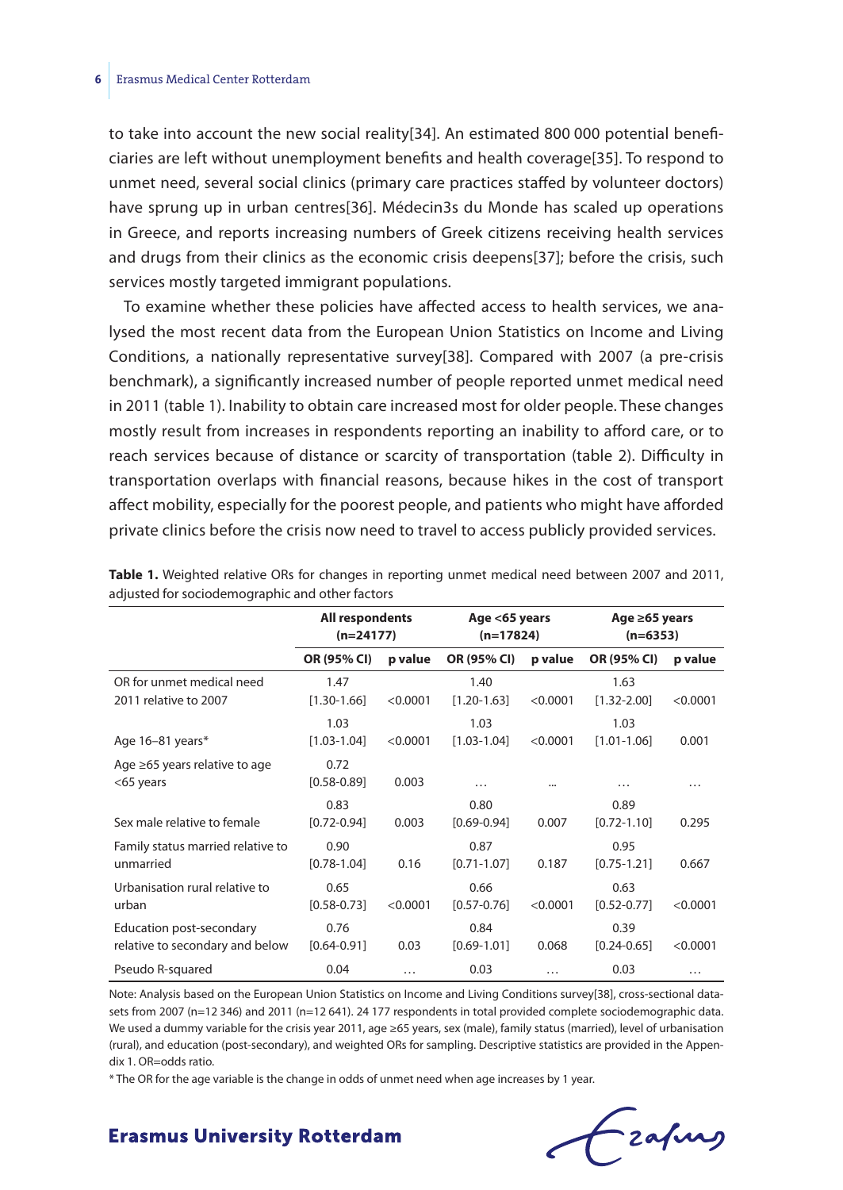to take into account the new social reality[34]. An estimated 800 000 potential beneficiaries are left without unemployment benefits and health coverage[35]. To respond to unmet need, several social clinics (primary care practices staffed by volunteer doctors) have sprung up in urban centres[36]. Médecin3s du Monde has scaled up operations in Greece, and reports increasing numbers of Greek citizens receiving health services and drugs from their clinics as the economic crisis deepens[37]; before the crisis, such services mostly targeted immigrant populations.

To examine whether these policies have affected access to health services, we analysed the most recent data from the European Union Statistics on Income and Living Conditions, a nationally representative survey[38]. Compared with 2007 (a pre-crisis benchmark), a significantly increased number of people reported unmet medical need in 2011 (table 1). Inability to obtain care increased most for older people. These changes mostly result from increases in respondents reporting an inability to afford care, or to reach services because of distance or scarcity of transportation (table 2). Difficulty in transportation overlaps with financial reasons, because hikes in the cost of transport affect mobility, especially for the poorest people, and patients who might have afforded private clinics before the crisis now need to travel to access publicly provided services.

**Table 1.** Weighted relative ORs for changes in reporting unmet medical need between 2007 and 2011, adjusted for sociodemographic and other factors

| | All respondents (n=24177) | | Age <65 years (n=17824) | | Age ≥65 years (n=6353) | |
|---|---|---|---|---|---|---|
| | **OR (95% CI)** | **p value** | **OR (95% CI)** | **p value** | **OR (95% CI)** | **p value** |
| OR for unmet medical need 2011 relative to 2007 | 1.47 [1.30-1.66] | <0.0001 | 1.40 [1.20-1.63] | <0.0001 | 1.63 [1.32-2.00] | <0.0001 |
| Age 16–81 years* | 1.03 [1.03-1.04] | <0.0001 | 1.03 [1.03-1.04] | <0.0001 | 1.03 [1.01-1.06] | 0.001 |
| Age ≥65 years relative to age <65 years | 0.72 [0.58-0.89] | 0.003 | ... | ... | ... | ... |
| Sex male relative to female | 0.83 [0.72-0.94] | 0.003 | 0.80 [0.69-0.94] | 0.007 | 0.89 [0.72-1.10] | 0.295 |
| Family status married relative to unmarried | 0.90 [0.78-1.04] | 0.16 | 0.87 [0.71-1.07] | 0.187 | 0.95 [0.75-1.21] | 0.667 |
| Urbanisation rural relative to urban | 0.65 [0.58-0.73] | <0.0001 | 0.66 [0.57-0.76] | <0.0001 | 0.63 [0.52-0.77] | <0.0001 |
| Education post-secondary relative to secondary and below | 0.76 [0.64-0.91] | 0.03 | 0.84 [0.69-1.01] | 0.068 | 0.39 [0.24-0.65] | <0.0001 |
| Pseudo R-squared | 0.04 | ... | 0.03 | ... | 0.03 | ... |

Note: Analysis based on the European Union Statistics on Income and Living Conditions survey[38], cross-sectional datasets from 2007 (n=12 346) and 2011 (n=12 641). 24 177 respondents in total provided complete sociodemographic data. We used a dummy variable for the crisis year 2011, age ≥65 years, sex (male), family status (married), level of urbanisation (rural), and education (post-secondary), and weighted ORs for sampling. Descriptive statistics are provided in the Appendix 1. OR=odds ratio.

* The OR for the age variable is the change in odds of unmet need when age increases by 1 year.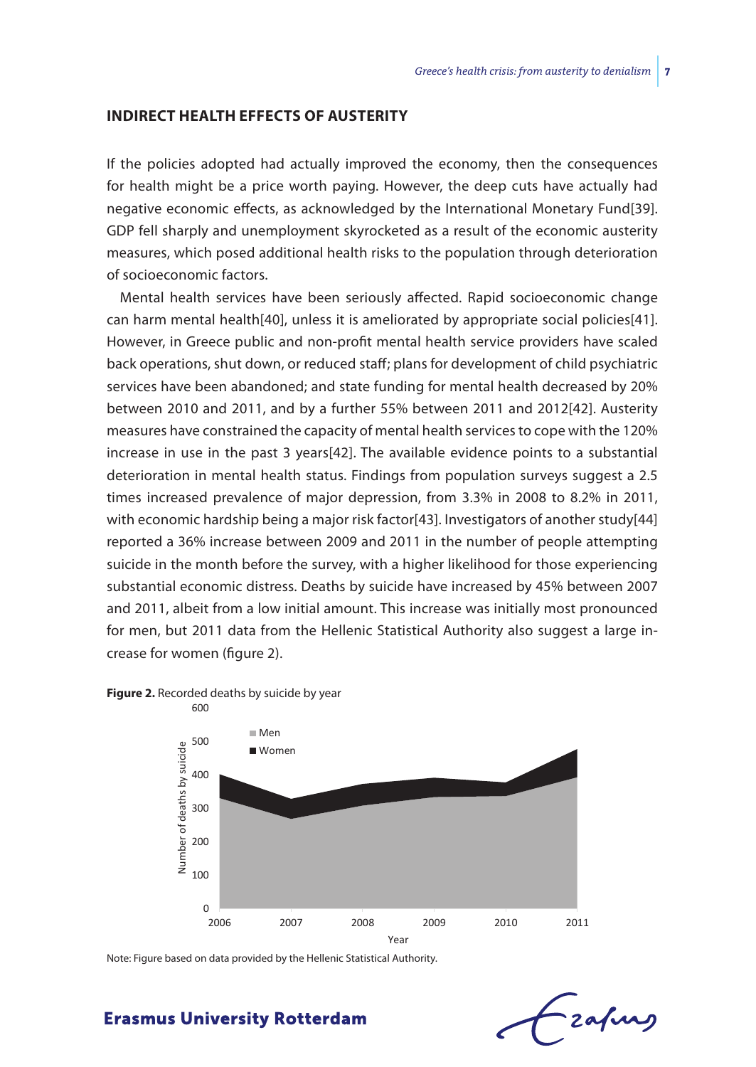## INDIRECT HEALTH EFFECTS OF AUSTERITY

If the policies adopted had actually improved the economy, then the consequences for health might be a price worth paying. However, the deep cuts have actually had negative economic effects, as acknowledged by the International Monetary Fund[39]. GDP fell sharply and unemployment skyrocketed as a result of the economic austerity measures, which posed additional health risks to the population through deterioration of socioeconomic factors.

Mental health services have been seriously affected. Rapid socioeconomic change can harm mental health[40], unless it is ameliorated by appropriate social policies[41]. However, in Greece public and non-profit mental health service providers have scaled back operations, shut down, or reduced staff; plans for development of child psychiatric services have been abandoned; and state funding for mental health decreased by 20% between 2010 and 2011, and by a further 55% between 2011 and 2012[42]. Austerity measures have constrained the capacity of mental health services to cope with the 120% increase in use in the past 3 years[42]. The available evidence points to a substantial deterioration in mental health status. Findings from population surveys suggest a 2.5 times increased prevalence of major depression, from 3.3% in 2008 to 8.2% in 2011, with economic hardship being a major risk factor[43]. Investigators of another study[44] reported a 36% increase between 2009 and 2011 in the number of people attempting suicide in the month before the survey, with a higher likelihood for those experiencing substantial economic distress. Deaths by suicide have increased by 45% between 2007 and 2011, albeit from a low initial amount. This increase was initially most pronounced for men, but 2011 data from the Hellenic Statistical Authority also suggest a large increase for women (figure 2).

**Figure 2.** Recorded deaths by suicide by year

Note: Figure based on data provided by the Hellenic Statistical Authority.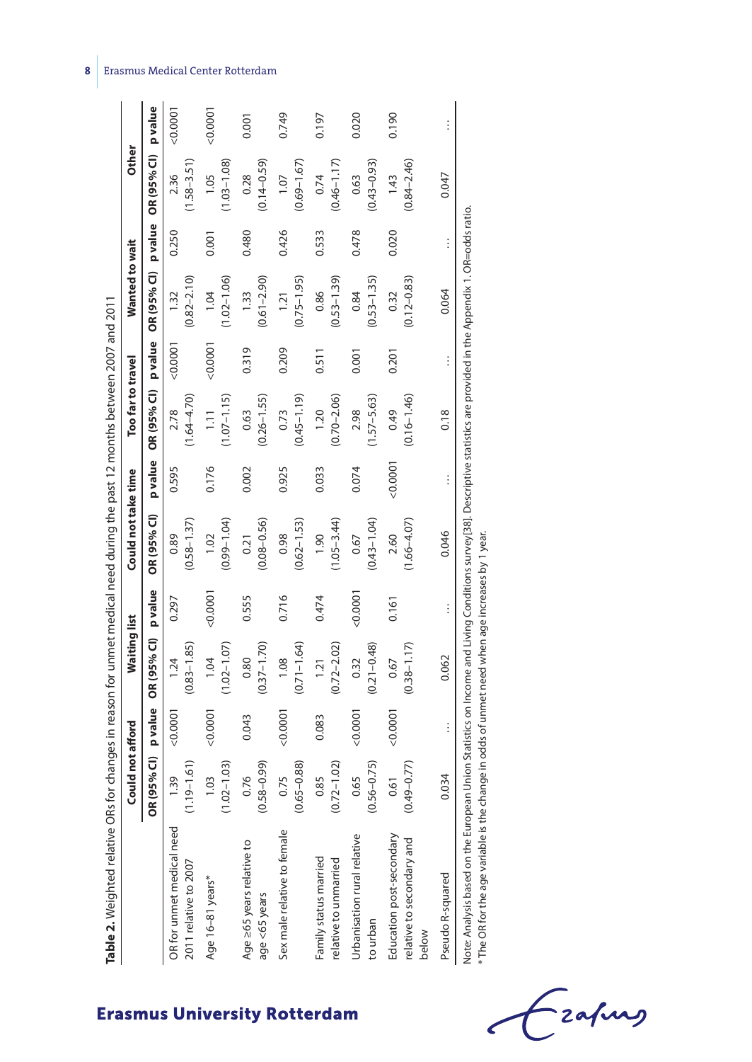**Table 2.** Weighted relative ORs for changes in reason for unmet medical need during the past 12 months between 2007 and 2011

| | Could not afford | | Waiting list | | Could not take time | | Too far to travel | | Wanted to wait | | Other | |
|---|---|---|---|---|---|---|---|---|---|---|---|---|
| | OR (95% CI) | p value | OR (95% CI) | p value | OR (95% CI) | p value | OR (95% CI) | p value | OR (95% CI) | p value | OR (95% CI) | p value |
| OR for unmet medical need 2011 relative to 2007 | 1.39 (1.19–1.61) | <0.0001 | 1.24 (0.83–1.85) | 0.297 | 0.89 (0.58–1.37) | 0.595 | 2.78 (1.64–4.70) | <0.0001 | 1.32 (0.82–2.10) | 0.250 | 2.36 (1.58–3.51) | <0.0001 |
| Age 16–81 years* | 1.03 (1.02–1.03) | <0.0001 | 1.04 (1.02–1.07) | <0.0001 | 1.02 (0.99–1.04) | 0.176 | 1.11 (1.07–1.15) | <0.0001 | 1.04 (1.02–1.06) | 0.001 | 1.05 (1.03–1.08) | <0.0001 |
| Age ≥65 years relative to age <65 years | 0.76 (0.58–0.99) | 0.043 | 0.80 (0.37–1.70) | 0.555 | 0.21 (0.08–0.56) | 0.002 | 0.63 (0.26–1.55) | 0.319 | 1.33 (0.61–2.90) | 0.480 | 0.28 (0.14–0.59) | 0.001 |
| Sex male relative to female | 0.75 (0.65–0.88) | <0.0001 | 1.08 (0.71–1.64) | 0.716 | 0.98 (0.62–1.53) | 0.925 | 0.73 (0.45–1.19) | 0.209 | 1.21 (0.75–1.95) | 0.426 | 1.07 (0.69–1.67) | 0.749 |
| Family status married relative to unmarried | 0.85 (0.72–1.02) | 0.083 | 1.21 (0.72–2.02) | 0.474 | 1.90 (1.05–3.44) | 0.033 | 1.20 (0.70–2.06) | 0.511 | 0.86 (0.53–1.39) | 0.533 | 0.74 (0.46–1.17) | 0.197 |
| Urbanisation rural relative to urban | 0.65 (0.56–0.75) | <0.0001 | 0.32 (0.21–0.48) | <0.0001 | 0.67 (0.43–1.04) | 0.074 | 2.98 (1.57–5.63) | 0.001 | 0.84 (0.53–1.35) | 0.478 | 0.63 (0.43–0.93) | 0.020 |
| Education post-secondary relative to secondary and below | 0.61 (0.49–0.77) | <0.0001 | 0.67 (0.38–1.17) | 0.161 | 2.60 (1.66–4.07) | <0.0001 | 0.49 (0.16–1.46) | 0.201 | 0.32 (0.12–0.83) | 0.020 | 1.43 (0.84–2.46) | 0.190 |
| Pseudo R-squared | 0.034 | ... | 0.062 | ... | 0.046 | ... | 0.18 | ... | 0.064 | ... | 0.047 | ... |

Note: Analysis based on the European Union Statistics on Income and Living Conditions survey[38]. Descriptive statistics are provided in the Appendix 1. OR=odds ratio.
* The OR for the age variable is the change in odds of unmet need when age increases by 1 year.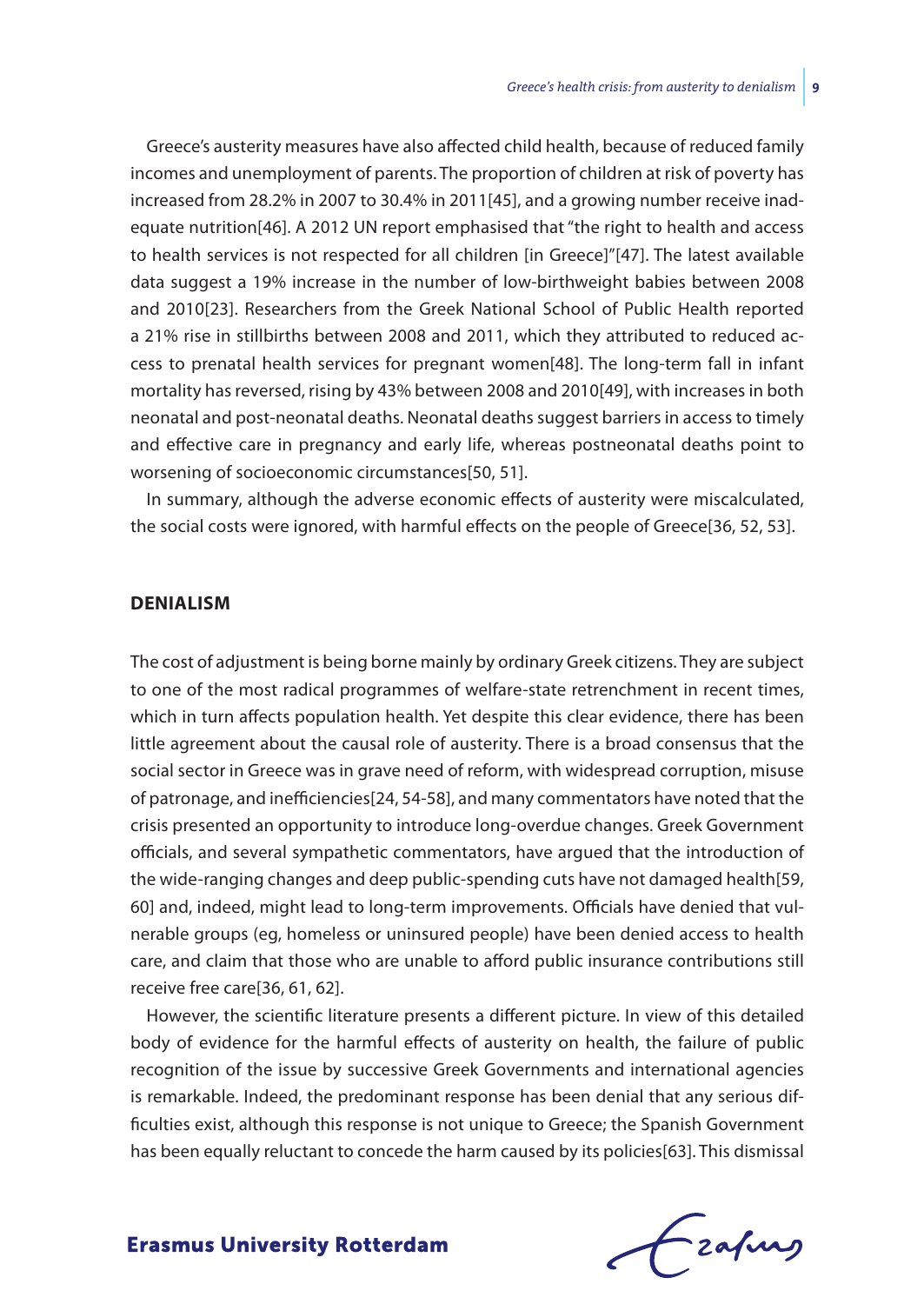Greece's austerity measures have also affected child health, because of reduced family incomes and unemployment of parents. The proportion of children at risk of poverty has increased from 28.2% in 2007 to 30.4% in 2011[45], and a growing number receive inadequate nutrition[46]. A 2012 UN report emphasised that "the right to health and access to health services is not respected for all children [in Greece]"[47]. The latest available data suggest a 19% increase in the number of low-birthweight babies between 2008 and 2010[23]. Researchers from the Greek National School of Public Health reported a 21% rise in stillbirths between 2008 and 2011, which they attributed to reduced access to prenatal health services for pregnant women[48]. The long-term fall in infant mortality has reversed, rising by 43% between 2008 and 2010[49], with increases in both neonatal and post-neonatal deaths. Neonatal deaths suggest barriers in access to timely and effective care in pregnancy and early life, whereas postneonatal deaths point to worsening of socioeconomic circumstances[50, 51].

In summary, although the adverse economic effects of austerity were miscalculated, the social costs were ignored, with harmful effects on the people of Greece[36, 52, 53].

## DENIALISM

The cost of adjustment is being borne mainly by ordinary Greek citizens. They are subject to one of the most radical programmes of welfare-state retrenchment in recent times, which in turn affects population health. Yet despite this clear evidence, there has been little agreement about the causal role of austerity. There is a broad consensus that the social sector in Greece was in grave need of reform, with widespread corruption, misuse of patronage, and inefficiencies[24, 54-58], and many commentators have noted that the crisis presented an opportunity to introduce long-overdue changes. Greek Government officials, and several sympathetic commentators, have argued that the introduction of the wide-ranging changes and deep public-spending cuts have not damaged health[59, 60] and, indeed, might lead to long-term improvements. Officials have denied that vulnerable groups (eg, homeless or uninsured people) have been denied access to health care, and claim that those who are unable to afford public insurance contributions still receive free care[36, 61, 62].

However, the scientific literature presents a different picture. In view of this detailed body of evidence for the harmful effects of austerity on health, the failure of public recognition of the issue by successive Greek Governments and international agencies is remarkable. Indeed, the predominant response has been denial that any serious difficulties exist, although this response is not unique to Greece; the Spanish Government has been equally reluctant to concede the harm caused by its policies[63]. This dismissal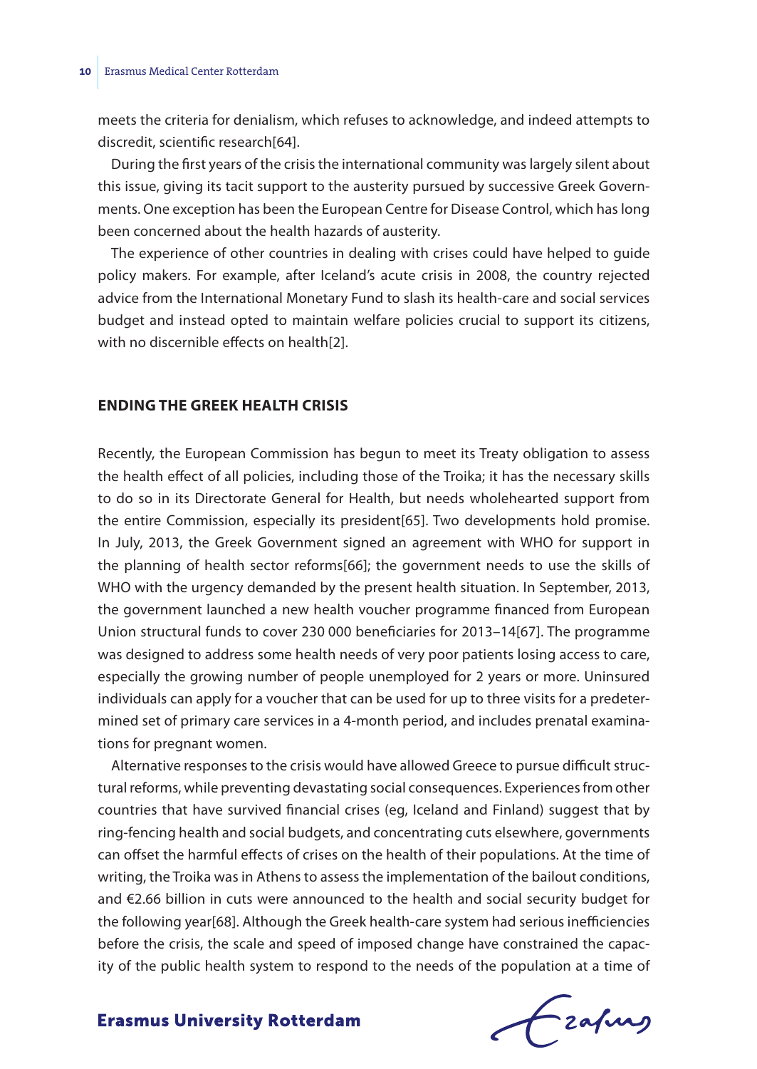meets the criteria for denialism, which refuses to acknowledge, and indeed attempts to discredit, scientific research[64].

During the first years of the crisis the international community was largely silent about this issue, giving its tacit support to the austerity pursued by successive Greek Governments. One exception has been the European Centre for Disease Control, which has long been concerned about the health hazards of austerity.

The experience of other countries in dealing with crises could have helped to guide policy makers. For example, after Iceland's acute crisis in 2008, the country rejected advice from the International Monetary Fund to slash its health-care and social services budget and instead opted to maintain welfare policies crucial to support its citizens, with no discernible effects on health[2].

## ENDING THE GREEK HEALTH CRISIS

Recently, the European Commission has begun to meet its Treaty obligation to assess the health effect of all policies, including those of the Troika; it has the necessary skills to do so in its Directorate General for Health, but needs wholehearted support from the entire Commission, especially its president[65]. Two developments hold promise. In July, 2013, the Greek Government signed an agreement with WHO for support in the planning of health sector reforms[66]; the government needs to use the skills of WHO with the urgency demanded by the present health situation. In September, 2013, the government launched a new health voucher programme financed from European Union structural funds to cover 230 000 beneficiaries for 2013–14[67]. The programme was designed to address some health needs of very poor patients losing access to care, especially the growing number of people unemployed for 2 years or more. Uninsured individuals can apply for a voucher that can be used for up to three visits for a predetermined set of primary care services in a 4-month period, and includes prenatal examinations for pregnant women.

Alternative responses to the crisis would have allowed Greece to pursue difficult structural reforms, while preventing devastating social consequences. Experiences from other countries that have survived financial crises (eg, Iceland and Finland) suggest that by ring-fencing health and social budgets, and concentrating cuts elsewhere, governments can offset the harmful effects of crises on the health of their populations. At the time of writing, the Troika was in Athens to assess the implementation of the bailout conditions, and €2.66 billion in cuts were announced to the health and social security budget for the following year[68]. Although the Greek health-care system had serious inefficiencies before the crisis, the scale and speed of imposed change have constrained the capacity of the public health system to respond to the needs of the population at a time of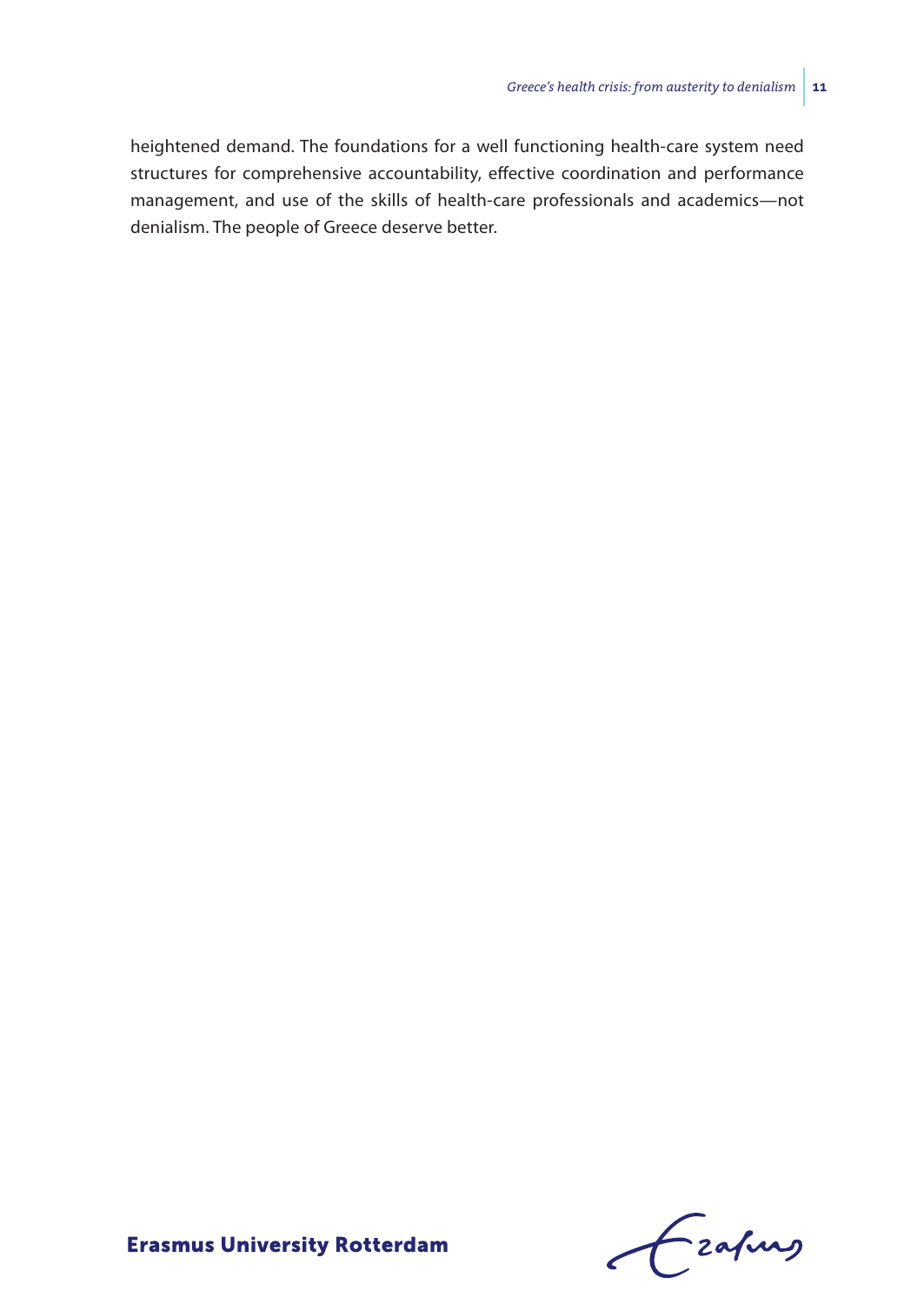heightened demand. The foundations for a well functioning health-care system need structures for comprehensive accountability, effective coordination and performance management, and use of the skills of health-care professionals and academics—not denialism. The people of Greece deserve better.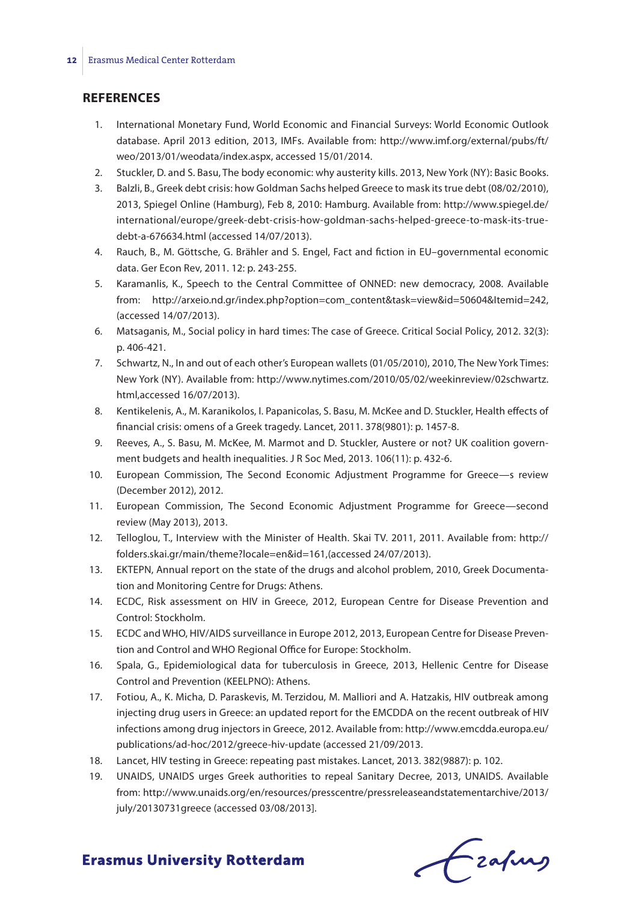## REFERENCES

1. International Monetary Fund, World Economic and Financial Surveys: World Economic Outlook database. April 2013 edition, 2013, IMFs. Available from: http://www.imf.org/external/pubs/ft/weo/2013/01/weodata/index.aspx, accessed 15/01/2014.
2. Stuckler, D. and S. Basu, The body economic: why austerity kills. 2013, New York (NY): Basic Books.
3. Balzli, B., Greek debt crisis: how Goldman Sachs helped Greece to mask its true debt (08/02/2010), 2013, Spiegel Online (Hamburg), Feb 8, 2010: Hamburg. Available from: http://www.spiegel.de/international/europe/greek-debt-crisis-how-goldman-sachs-helped-greece-to-mask-its-true-debt-a-676634.html (accessed 14/07/2013).
4. Rauch, B., M. Göttsche, G. Brähler and S. Engel, Fact and fiction in EU–governmental economic data. Ger Econ Rev, 2011. 12: p. 243-255.
5. Karamanlis, K., Speech to the Central Committee of ONNED: new democracy, 2008. Available from: http://arxeio.nd.gr/index.php?option=com_content&task=view&id=50604&Itemid=242, (accessed 14/07/2013).
6. Matsaganis, M., Social policy in hard times: The case of Greece. Critical Social Policy, 2012. 32(3): p. 406-421.
7. Schwartz, N., In and out of each other's European wallets (01/05/2010), 2010, The New York Times: New York (NY). Available from: http://www.nytimes.com/2010/05/02/weekinreview/02schwartz.html,accessed 16/07/2013).
8. Kentikelenis, A., M. Karanikolos, I. Papanicolas, S. Basu, M. McKee and D. Stuckler, Health effects of financial crisis: omens of a Greek tragedy. Lancet, 2011. 378(9801): p. 1457-8.
9. Reeves, A., S. Basu, M. McKee, M. Marmot and D. Stuckler, Austere or not? UK coalition government budgets and health inequalities. J R Soc Med, 2013. 106(11): p. 432-6.
10. European Commission, The Second Economic Adjustment Programme for Greece—s review (December 2012), 2012.
11. European Commission, The Second Economic Adjustment Programme for Greece—second review (May 2013), 2013.
12. Telloglou, T., Interview with the Minister of Health. Skai TV. 2011, 2011. Available from: http://folders.skai.gr/main/theme?locale=en&id=161,(accessed 24/07/2013).
13. EKTEPN, Annual report on the state of the drugs and alcohol problem, 2010, Greek Documentation and Monitoring Centre for Drugs: Athens.
14. ECDC, Risk assessment on HIV in Greece, 2012, European Centre for Disease Prevention and Control: Stockholm.
15. ECDC and WHO, HIV/AIDS surveillance in Europe 2012, 2013, European Centre for Disease Prevention and Control and WHO Regional Office for Europe: Stockholm.
16. Spala, G., Epidemiological data for tuberculosis in Greece, 2013, Hellenic Centre for Disease Control and Prevention (KEELPNO): Athens.
17. Fotiou, A., K. Micha, D. Paraskevis, M. Terzidou, M. Malliori and A. Hatzakis, HIV outbreak among injecting drug users in Greece: an updated report for the EMCDDA on the recent outbreak of HIV infections among drug injectors in Greece, 2012. Available from: http://www.emcdda.europa.eu/publications/ad-hoc/2012/greece-hiv-update (accessed 21/09/2013.
18. Lancet, HIV testing in Greece: repeating past mistakes. Lancet, 2013. 382(9887): p. 102.
19. UNAIDS, UNAIDS urges Greek authorities to repeal Sanitary Decree, 2013, UNAIDS. Available from: http://www.unaids.org/en/resources/presscentre/pressreleaseandstatementarchive/2013/july/20130731greece (accessed 03/08/2013].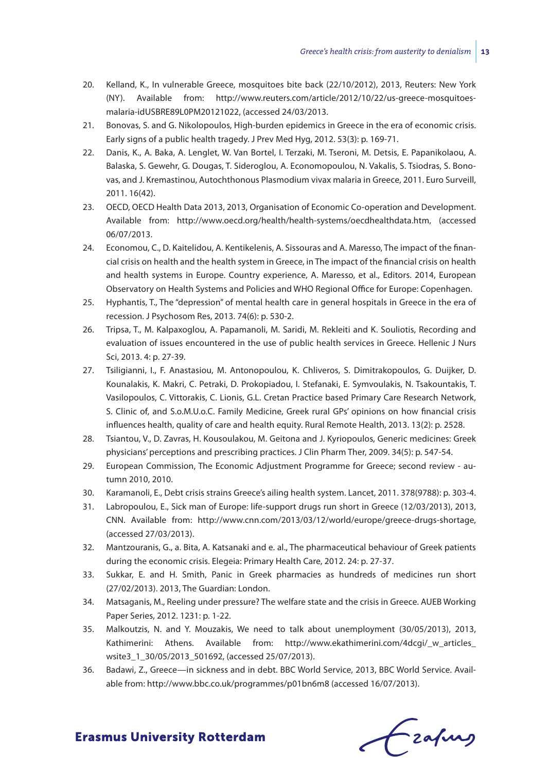20. Kelland, K., In vulnerable Greece, mosquitoes bite back (22/10/2012), 2013, Reuters: New York (NY). Available from: http://www.reuters.com/article/2012/10/22/us-greece-mosquitoes-malaria-idUSBRE89L0PM20121022, (accessed 24/03/2013.
21. Bonovas, S. and G. Nikolopoulos, High-burden epidemics in Greece in the era of economic crisis. Early signs of a public health tragedy. J Prev Med Hyg, 2012. 53(3): p. 169-71.
22. Danis, K., A. Baka, A. Lenglet, W. Van Bortel, I. Terzaki, M. Tseroni, M. Detsis, E. Papanikolaou, A. Balaska, S. Gewehr, G. Dougas, T. Sideroglou, A. Economopoulou, N. Vakalis, S. Tsiodras, S. Bonovas, and J. Kremastinou, Autochthonous Plasmodium vivax malaria in Greece, 2011. Euro Surveill, 2011. 16(42).
23. OECD, OECD Health Data 2013, 2013, Organisation of Economic Co-operation and Development. Available from: http://www.oecd.org/health/health-systems/oecdhealthdata.htm, (accessed 06/07/2013.
24. Economou, C., D. Kaitelidou, A. Kentikelenis, A. Sissouras and A. Maresso, The impact of the financial crisis on health and the health system in Greece, in The impact of the financial crisis on health and health systems in Europe. Country experience, A. Maresso, et al., Editors. 2014, European Observatory on Health Systems and Policies and WHO Regional Office for Europe: Copenhagen.
25. Hyphantis, T., The "depression" of mental health care in general hospitals in Greece in the era of recession. J Psychosom Res, 2013. 74(6): p. 530-2.
26. Tripsa, T., M. Kalpaxoglou, A. Papamanoli, M. Saridi, M. Rekleiti and K. Souliotis, Recording and evaluation of issues encountered in the use of public health services in Greece. Hellenic J Nurs Sci, 2013. 4: p. 27-39.
27. Tsiligianni, I., F. Anastasiou, M. Antonopoulou, K. Chliveros, S. Dimitrakopoulos, G. Duijker, D. Kounalakis, K. Makri, C. Petraki, D. Prokopiadou, I. Stefanaki, E. Symvoulakis, N. Tsakountakis, T. Vasilopoulos, C. Vittorakis, C. Lionis, G.L. Cretan Practice based Primary Care Research Network, S. Clinic of, and S.o.M.U.o.C. Family Medicine, Greek rural GPs' opinions on how financial crisis influences health, quality of care and health equity. Rural Remote Health, 2013. 13(2): p. 2528.
28. Tsiantou, V., D. Zavras, H. Kousoulakou, M. Geitona and J. Kyriopoulos, Generic medicines: Greek physicians' perceptions and prescribing practices. J Clin Pharm Ther, 2009. 34(5): p. 547-54.
29. European Commission, The Economic Adjustment Programme for Greece; second review - autumn 2010, 2010.
30. Karamanoli, E., Debt crisis strains Greece's ailing health system. Lancet, 2011. 378(9788): p. 303-4.
31. Labropoulou, E., Sick man of Europe: life-support drugs run short in Greece (12/03/2013), 2013, CNN. Available from: http://www.cnn.com/2013/03/12/world/europe/greece-drugs-shortage, (accessed 27/03/2013).
32. Mantzouranis, G., a. Bita, A. Katsanaki and e. al., The pharmaceutical behaviour of Greek patients during the economic crisis. Elegeia: Primary Health Care, 2012. 24: p. 27-37.
33. Sukkar, E. and H. Smith, Panic in Greek pharmacies as hundreds of medicines run short (27/02/2013). 2013, The Guardian: London.
34. Matsaganis, M., Reeling under pressure? The welfare state and the crisis in Greece. AUEB Working Paper Series, 2012. 1231: p. 1-22.
35. Malkoutzis, N. and Y. Mouzakis, We need to talk about unemployment (30/05/2013), 2013, Kathimerini: Athens. Available from: http://www.ekathimerini.com/4dcgi/_w_articles_wsite3_1_30/05/2013_501692, (accessed 25/07/2013).
36. Badawi, Z., Greece—in sickness and in debt. BBC World Service, 2013, BBC World Service. Available from: http://www.bbc.co.uk/programmes/p01bn6m8 (accessed 16/07/2013).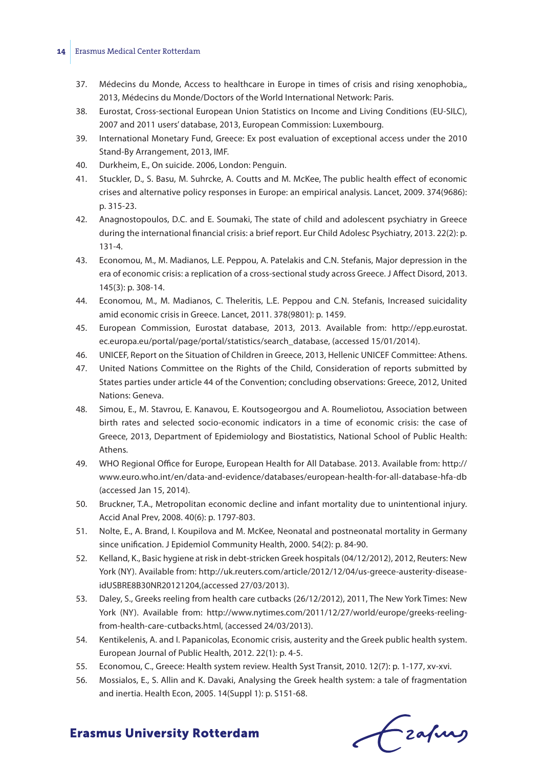37. Médecins du Monde, Access to healthcare in Europe in times of crisis and rising xenophobia,, 2013, Médecins du Monde/Doctors of the World International Network: Paris.
38. Eurostat, Cross-sectional European Union Statistics on Income and Living Conditions (EU-SILC), 2007 and 2011 users' database, 2013, European Commission: Luxembourg.
39. International Monetary Fund, Greece: Ex post evaluation of exceptional access under the 2010 Stand-By Arrangement, 2013, IMF.
40. Durkheim, E., On suicide. 2006, London: Penguin.
41. Stuckler, D., S. Basu, M. Suhrcke, A. Coutts and M. McKee, The public health effect of economic crises and alternative policy responses in Europe: an empirical analysis. Lancet, 2009. 374(9686): p. 315-23.
42. Anagnostopoulos, D.C. and E. Soumaki, The state of child and adolescent psychiatry in Greece during the international financial crisis: a brief report. Eur Child Adolesc Psychiatry, 2013. 22(2): p. 131-4.
43. Economou, M., M. Madianos, L.E. Peppou, A. Patelakis and C.N. Stefanis, Major depression in the era of economic crisis: a replication of a cross-sectional study across Greece. J Affect Disord, 2013. 145(3): p. 308-14.
44. Economou, M., M. Madianos, C. Theleritis, L.E. Peppou and C.N. Stefanis, Increased suicidality amid economic crisis in Greece. Lancet, 2011. 378(9801): p. 1459.
45. European Commission, Eurostat database, 2013, 2013. Available from: http://epp.eurostat.ec.europa.eu/portal/page/portal/statistics/search_database, (accessed 15/01/2014).
46. UNICEF, Report on the Situation of Children in Greece, 2013, Hellenic UNICEF Committee: Athens.
47. United Nations Committee on the Rights of the Child, Consideration of reports submitted by States parties under article 44 of the Convention; concluding observations: Greece, 2012, United Nations: Geneva.
48. Simou, E., M. Stavrou, E. Kanavou, E. Koutsogeorgou and A. Roumeliotou, Association between birth rates and selected socio-economic indicators in a time of economic crisis: the case of Greece, 2013, Department of Epidemiology and Biostatistics, National School of Public Health: Athens.
49. WHO Regional Office for Europe, European Health for All Database. 2013. Available from: http://www.euro.who.int/en/data-and-evidence/databases/european-health-for-all-database-hfa-db (accessed Jan 15, 2014).
50. Bruckner, T.A., Metropolitan economic decline and infant mortality due to unintentional injury. Accid Anal Prev, 2008. 40(6): p. 1797-803.
51. Nolte, E., A. Brand, I. Koupilova and M. McKee, Neonatal and postneonatal mortality in Germany since unification. J Epidemiol Community Health, 2000. 54(2): p. 84-90.
52. Kelland, K., Basic hygiene at risk in debt-stricken Greek hospitals (04/12/2012), 2012, Reuters: New York (NY). Available from: http://uk.reuters.com/article/2012/12/04/us-greece-austerity-disease-idUSBRE8B30NR20121204,(accessed 27/03/2013).
53. Daley, S., Greeks reeling from health care cutbacks (26/12/2012), 2011, The New York Times: New York (NY). Available from: http://www.nytimes.com/2011/12/27/world/europe/greeks-reeling-from-health-care-cutbacks.html, (accessed 24/03/2013).
54. Kentikelenis, A. and I. Papanicolas, Economic crisis, austerity and the Greek public health system. European Journal of Public Health, 2012. 22(1): p. 4-5.
55. Economou, C., Greece: Health system review. Health Syst Transit, 2010. 12(7): p. 1-177, xv-xvi.
56. Mossialos, E., S. Allin and K. Davaki, Analysing the Greek health system: a tale of fragmentation and inertia. Health Econ, 2005. 14(Suppl 1): p. S151-68.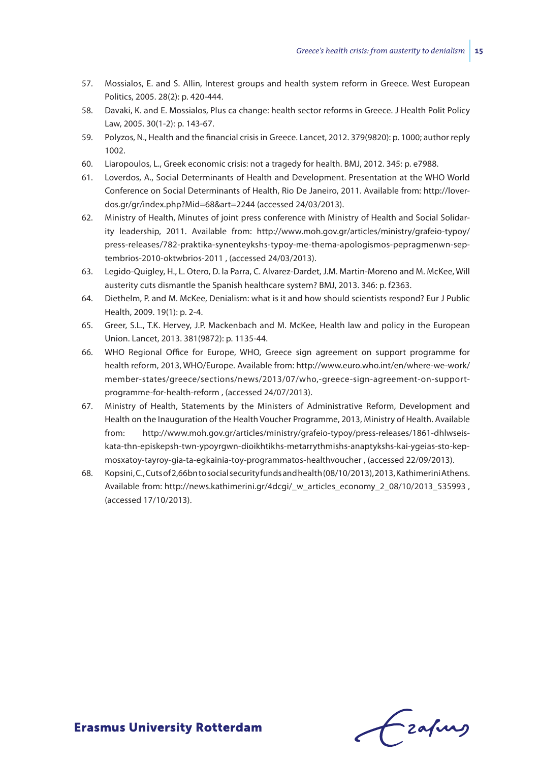57. Mossialos, E. and S. Allin, Interest groups and health system reform in Greece. West European Politics, 2005. 28(2): p. 420-444.
58. Davaki, K. and E. Mossialos, Plus ca change: health sector reforms in Greece. J Health Polit Policy Law, 2005. 30(1-2): p. 143-67.
59. Polyzos, N., Health and the financial crisis in Greece. Lancet, 2012. 379(9820): p. 1000; author reply 1002.
60. Liaropoulos, L., Greek economic crisis: not a tragedy for health. BMJ, 2012. 345: p. e7988.
61. Loverdos, A., Social Determinants of Health and Development. Presentation at the WHO World Conference on Social Determinants of Health, Rio De Janeiro, 2011. Available from: http://loverdos.gr/gr/index.php?Mid=68&art=2244 (accessed 24/03/2013).
62. Ministry of Health, Minutes of joint press conference with Ministry of Health and Social Solidarity leadership, 2011. Available from: http://www.moh.gov.gr/articles/ministry/grafeio-typoy/press-releases/782-praktika-synenteykshs-typoy-me-thema-apologismos-pepragmenwn-septembrios-2010-oktwbrios-2011 , (accessed 24/03/2013).
63. Legido-Quigley, H., L. Otero, D. la Parra, C. Alvarez-Dardet, J.M. Martin-Moreno and M. McKee, Will austerity cuts dismantle the Spanish healthcare system? BMJ, 2013. 346: p. f2363.
64. Diethelm, P. and M. McKee, Denialism: what is it and how should scientists respond? Eur J Public Health, 2009. 19(1): p. 2-4.
65. Greer, S.L., T.K. Hervey, J.P. Mackenbach and M. McKee, Health law and policy in the European Union. Lancet, 2013. 381(9872): p. 1135-44.
66. WHO Regional Office for Europe, WHO, Greece sign agreement on support programme for health reform, 2013, WHO/Europe. Available from: http://www.euro.who.int/en/where-we-work/member-states/greece/sections/news/2013/07/who,-greece-sign-agreement-on-support-programme-for-health-reform , (accessed 24/07/2013).
67. Ministry of Health, Statements by the Ministers of Administrative Reform, Development and Health on the Inauguration of the Health Voucher Programme, 2013, Ministry of Health. Available from: http://www.moh.gov.gr/articles/ministry/grafeio-typoy/press-releases/1861-dhlwseis-kata-thn-episkepsh-twn-ypoyrgwn-dioikhtikhs-metarrythmishs-anaptykshs-kai-ygeias-sto-kepmosxatoy-tayroy-gia-ta-egkainia-toy-programmatos-healthvoucher , (accessed 22/09/2013).
68. Kopsini, C., Cuts of 2,66bn to social security funds and health (08/10/2013), 2013, Kathimerini Athens. Available from: http://news.kathimerini.gr/4dcgi/_w_articles_economy_2_08/10/2013_535993 , (accessed 17/10/2013).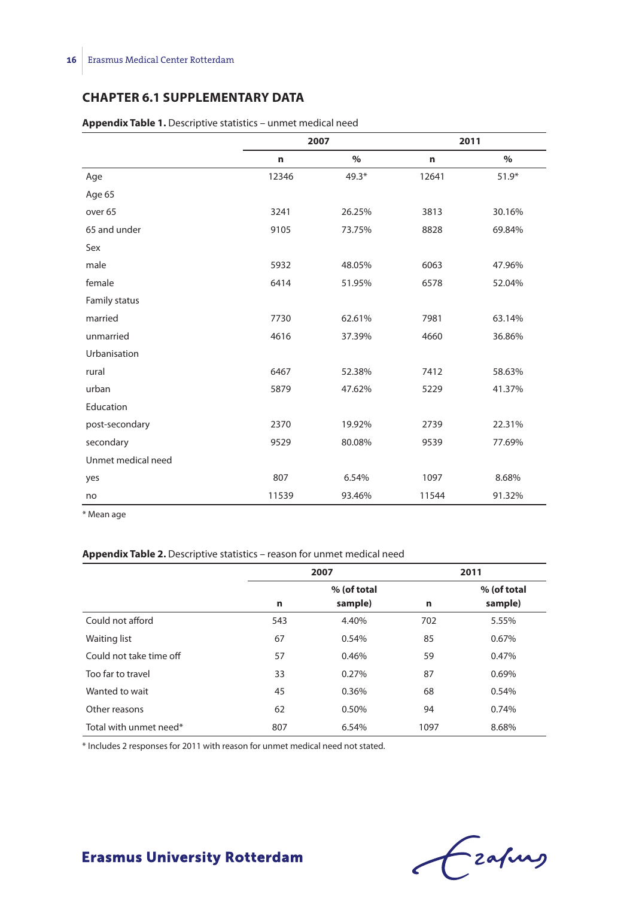## CHAPTER 6.1 SUPPLEMENTARY DATA

**Appendix Table 1.** Descriptive statistics – unmet medical need

| | 2007 | | 2011 | |
|---|---|---|---|---|
| | n | % | n | % |
| Age | 12346 | 49.3* | 12641 | 51.9* |
| Age 65 | | | | |
| over 65 | 3241 | 26.25% | 3813 | 30.16% |
| 65 and under | 9105 | 73.75% | 8828 | 69.84% |
| Sex | | | | |
| male | 5932 | 48.05% | 6063 | 47.96% |
| female | 6414 | 51.95% | 6578 | 52.04% |
| Family status | | | | |
| married | 7730 | 62.61% | 7981 | 63.14% |
| unmarried | 4616 | 37.39% | 4660 | 36.86% |
| Urbanisation | | | | |
| rural | 6467 | 52.38% | 7412 | 58.63% |
| urban | 5879 | 47.62% | 5229 | 41.37% |
| Education | | | | |
| post-secondary | 2370 | 19.92% | 2739 | 22.31% |
| secondary | 9529 | 80.08% | 9539 | 77.69% |
| Unmet medical need | | | | |
| yes | 807 | 6.54% | 1097 | 8.68% |
| no | 11539 | 93.46% | 11544 | 91.32% |

* Mean age

**Appendix Table 2.** Descriptive statistics – reason for unmet medical need

| | 2007 | | 2011 | |
|---|---|---|---|---|
| | n | % (of total sample) | n | % (of total sample) |
| Could not afford | 543 | 4.40% | 702 | 5.55% |
| Waiting list | 67 | 0.54% | 85 | 0.67% |
| Could not take time off | 57 | 0.46% | 59 | 0.47% |
| Too far to travel | 33 | 0.27% | 87 | 0.69% |
| Wanted to wait | 45 | 0.36% | 68 | 0.54% |
| Other reasons | 62 | 0.50% | 94 | 0.74% |
| Total with unmet need* | 807 | 6.54% | 1097 | 8.68% |

* Includes 2 responses for 2011 with reason for unmet medical need not stated.